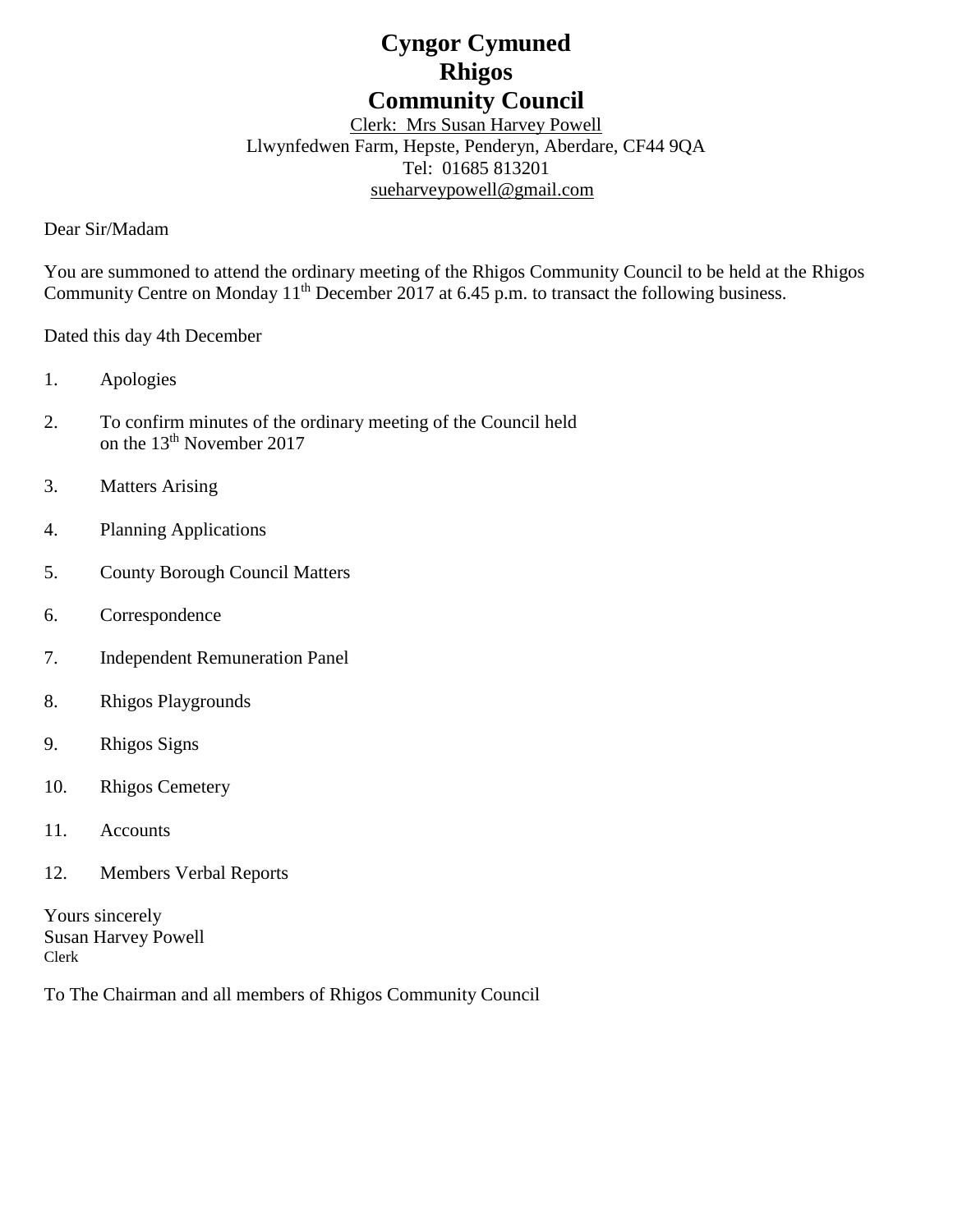# Cyngor Cymuned
# Rhigos
# Community Council

Clerk: Mrs Susan Harvey Powell
Llwynfedwen Farm, Hepste, Penderyn, Aberdare, CF44 9QA
Tel: 01685 813201
sueharveypowell@gmail.com

Dear Sir/Madam

You are summoned to attend the ordinary meeting of the Rhigos Community Council to be held at the Rhigos Community Centre on Monday 11th December 2017 at 6.45 p.m. to transact the following business.

Dated this day 4th December

1. Apologies
2. To confirm minutes of the ordinary meeting of the Council held on the 13th November 2017
3. Matters Arising
4. Planning Applications
5. County Borough Council Matters
6. Correspondence
7. Independent Remuneration Panel
8. Rhigos Playgrounds
9. Rhigos Signs
10. Rhigos Cemetery
11. Accounts
12. Members Verbal Reports

Yours sincerely
Susan Harvey Powell
Clerk

To The Chairman and all members of Rhigos Community Council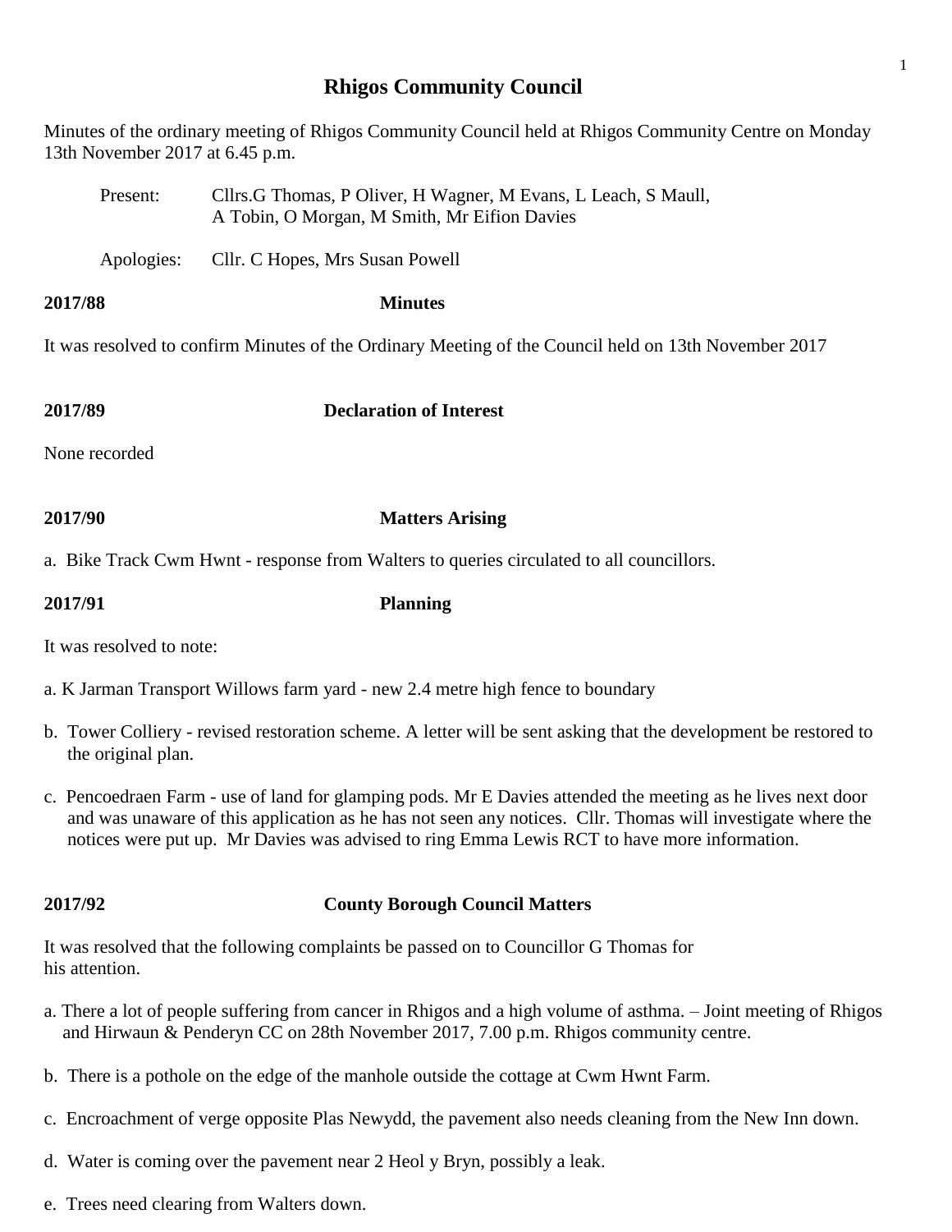# Rhigos Community Council

Minutes of the ordinary meeting of Rhigos Community Council held at Rhigos Community Centre on Monday 13th November 2017 at 6.45 p.m.

Present: Cllrs.G Thomas, P Oliver, H Wagner, M Evans, L Leach, S Maull, A Tobin, O Morgan, M Smith, Mr Eifion Davies

Apologies: Cllr. C Hopes, Mrs Susan Powell

**2017/88** **Minutes**

It was resolved to confirm Minutes of the Ordinary Meeting of the Council held on 13th November 2017

**2017/89** **Declaration of Interest**

None recorded

**2017/90** **Matters Arising**

a. Bike Track Cwm Hwnt - response from Walters to queries circulated to all councillors.

**2017/91** **Planning**

It was resolved to note:

a. K Jarman Transport Willows farm yard - new 2.4 metre high fence to boundary

b. Tower Colliery - revised restoration scheme. A letter will be sent asking that the development be restored to the original plan.

c. Pencoedraen Farm - use of land for glamping pods. Mr E Davies attended the meeting as he lives next door and was unaware of this application as he has not seen any notices. Cllr. Thomas will investigate where the notices were put up. Mr Davies was advised to ring Emma Lewis RCT to have more information.

**2017/92** **County Borough Council Matters**

It was resolved that the following complaints be passed on to Councillor G Thomas for his attention.

a. There a lot of people suffering from cancer in Rhigos and a high volume of asthma. – Joint meeting of Rhigos and Hirwaun & Penderyn CC on 28th November 2017, 7.00 p.m. Rhigos community centre.

b. There is a pothole on the edge of the manhole outside the cottage at Cwm Hwnt Farm.

c. Encroachment of verge opposite Plas Newydd, the pavement also needs cleaning from the New Inn down.

d. Water is coming over the pavement near 2 Heol y Bryn, possibly a leak.

e. Trees need clearing from Walters down.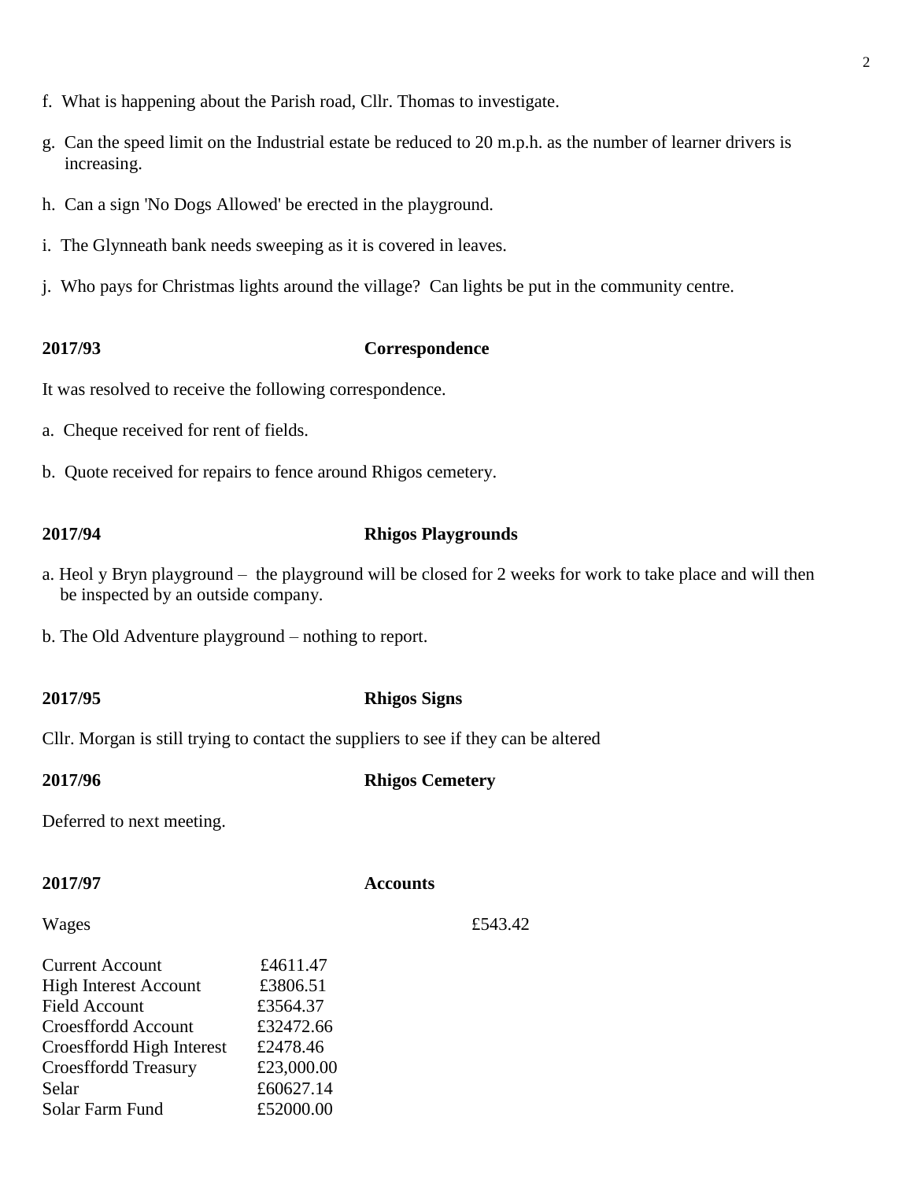f. What is happening about the Parish road, Cllr. Thomas to investigate.

g. Can the speed limit on the Industrial estate be reduced to 20 m.p.h. as the number of learner drivers is increasing.

h. Can a sign 'No Dogs Allowed' be erected in the playground.

i. The Glynneath bank needs sweeping as it is covered in leaves.

j. Who pays for Christmas lights around the village? Can lights be put in the community centre.

**2017/93 Correspondence**

It was resolved to receive the following correspondence.

a. Cheque received for rent of fields.

b. Quote received for repairs to fence around Rhigos cemetery.

**2017/94 Rhigos Playgrounds**

a. Heol y Bryn playground – the playground will be closed for 2 weeks for work to take place and will then be inspected by an outside company.

b. The Old Adventure playground – nothing to report.

**2017/95 Rhigos Signs**

Cllr. Morgan is still trying to contact the suppliers to see if they can be altered

**2017/96 Rhigos Cemetery**

Deferred to next meeting.

**2017/97 Accounts**

Wages £543.42

| | |
|---|---|
| Current Account | £4611.47 |
| High Interest Account | £3806.51 |
| Field Account | £3564.37 |
| Croesffordd Account | £32472.66 |
| Croesffordd High Interest | £2478.46 |
| Croesffordd Treasury | £23,000.00 |
| Selar | £60627.14 |
| Solar Farm Fund | £52000.00 |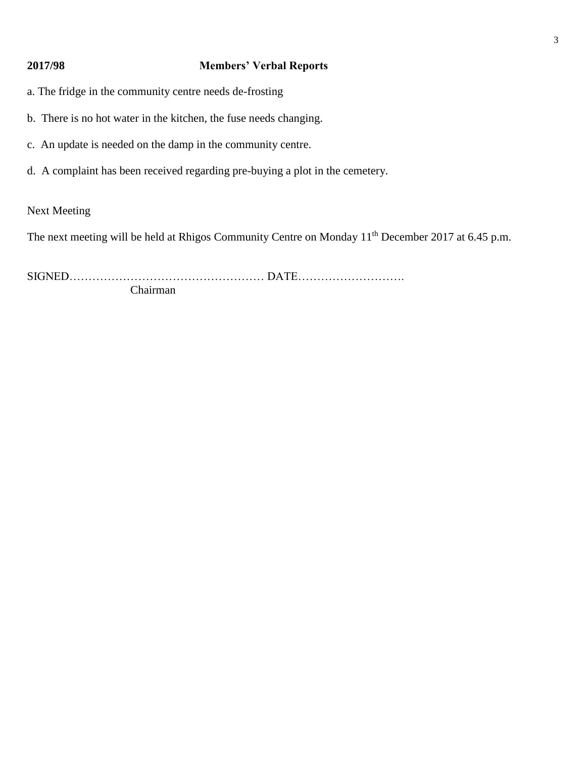**2017/98 Members' Verbal Reports**

a. The fridge in the community centre needs de-frosting

b. There is no hot water in the kitchen, the fuse needs changing.

c. An update is needed on the damp in the community centre.

d. A complaint has been received regarding pre-buying a plot in the cemetery.

Next Meeting

The next meeting will be held at Rhigos Community Centre on Monday 11th December 2017 at 6.45 p.m.

SIGNED…………………………………………… DATE……………………….
Chairman